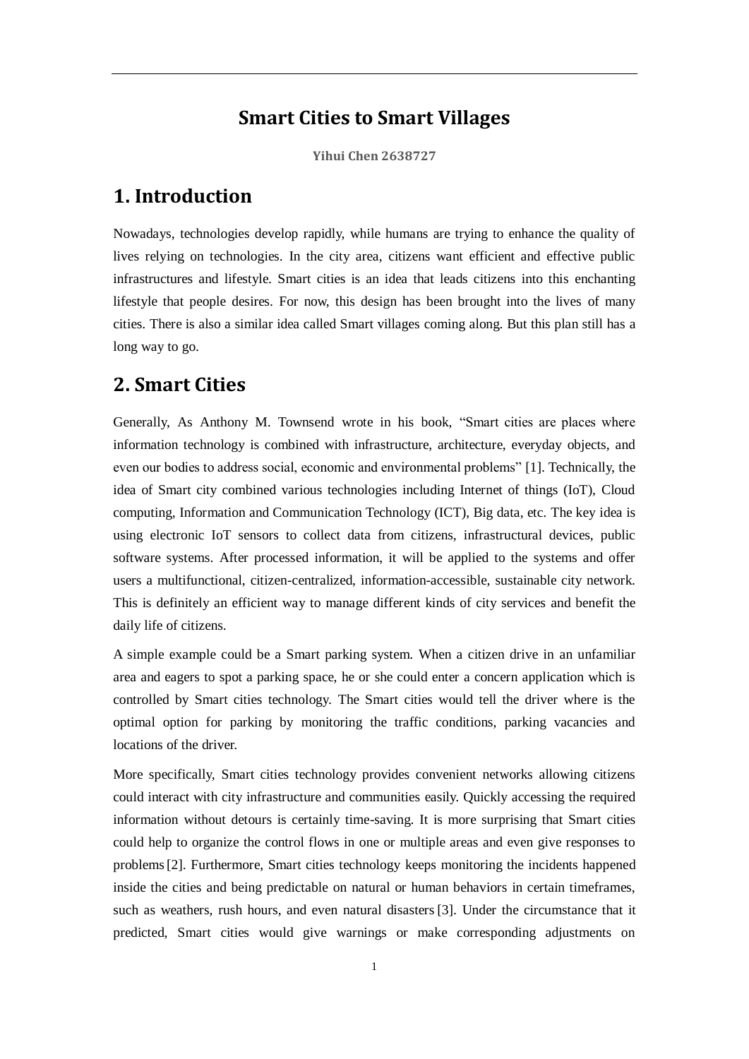# Smart Cities to Smart Villages

**Yihui Chen 2638727**

## 1. Introduction

Nowadays, technologies develop rapidly, while humans are trying to enhance the quality of lives relying on technologies. In the city area, citizens want efficient and effective public infrastructures and lifestyle. Smart cities is an idea that leads citizens into this enchanting lifestyle that people desires. For now, this design has been brought into the lives of many cities. There is also a similar idea called Smart villages coming along. But this plan still has a long way to go.

## 2. Smart Cities

Generally, As Anthony M. Townsend wrote in his book, "Smart cities are places where information technology is combined with infrastructure, architecture, everyday objects, and even our bodies to address social, economic and environmental problems" [1]. Technically, the idea of Smart city combined various technologies including Internet of things (IoT), Cloud computing, Information and Communication Technology (ICT), Big data, etc. The key idea is using electronic IoT sensors to collect data from citizens, infrastructural devices, public software systems. After processed information, it will be applied to the systems and offer users a multifunctional, citizen-centralized, information-accessible, sustainable city network. This is definitely an efficient way to manage different kinds of city services and benefit the daily life of citizens.

A simple example could be a Smart parking system. When a citizen drive in an unfamiliar area and eagers to spot a parking space, he or she could enter a concern application which is controlled by Smart cities technology. The Smart cities would tell the driver where is the optimal option for parking by monitoring the traffic conditions, parking vacancies and locations of the driver.

More specifically, Smart cities technology provides convenient networks allowing citizens could interact with city infrastructure and communities easily. Quickly accessing the required information without detours is certainly time-saving. It is more surprising that Smart cities could help to organize the control flows in one or multiple areas and even give responses to problems [2]. Furthermore, Smart cities technology keeps monitoring the incidents happened inside the cities and being predictable on natural or human behaviors in certain timeframes, such as weathers, rush hours, and even natural disasters [3]. Under the circumstance that it predicted, Smart cities would give warnings or make corresponding adjustments on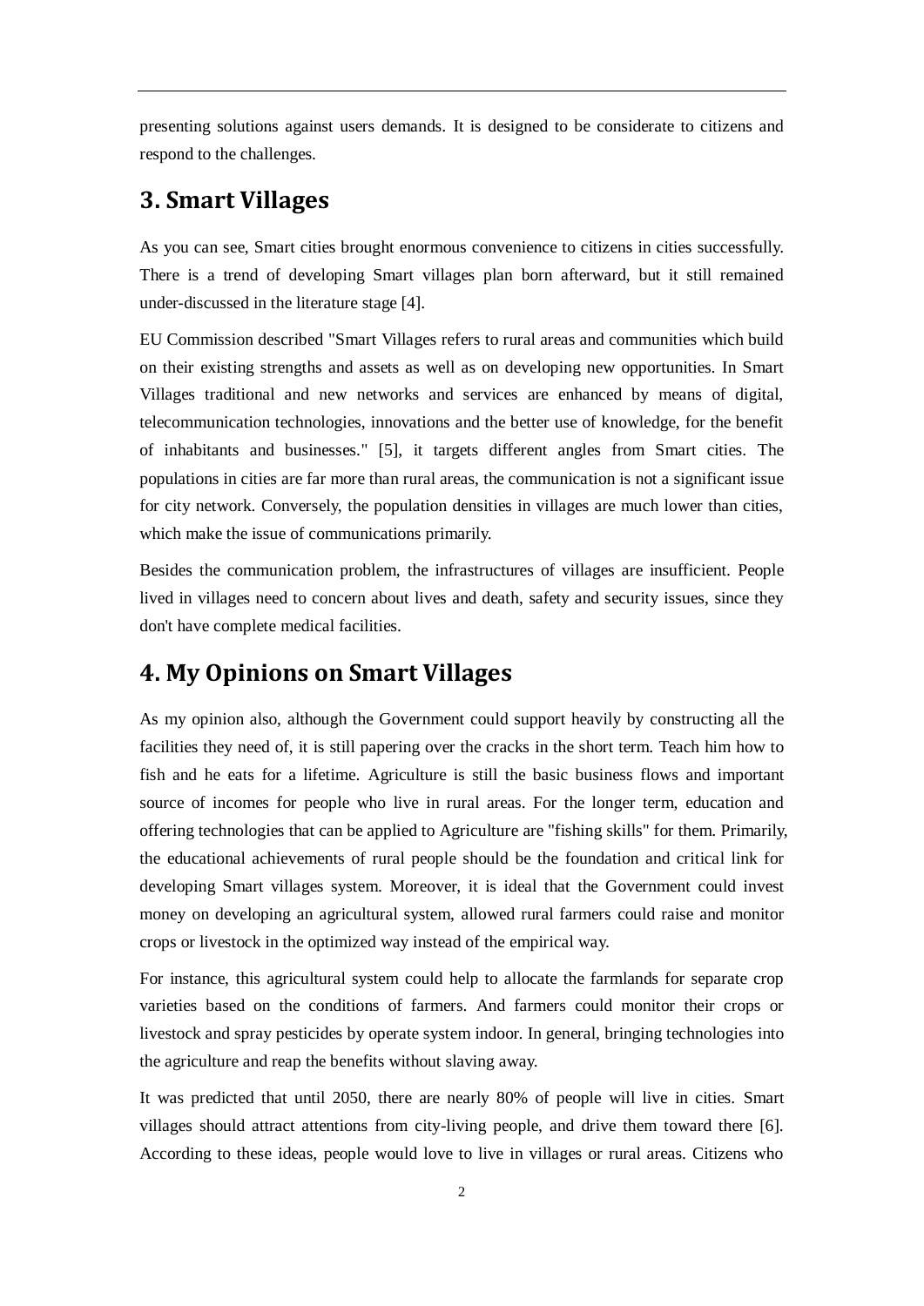presenting solutions against users demands. It is designed to be considerate to citizens and respond to the challenges.

## 3. Smart Villages

As you can see, Smart cities brought enormous convenience to citizens in cities successfully. There is a trend of developing Smart villages plan born afterward, but it still remained under-discussed in the literature stage [4].

EU Commission described "Smart Villages refers to rural areas and communities which build on their existing strengths and assets as well as on developing new opportunities. In Smart Villages traditional and new networks and services are enhanced by means of digital, telecommunication technologies, innovations and the better use of knowledge, for the benefit of inhabitants and businesses." [5], it targets different angles from Smart cities. The populations in cities are far more than rural areas, the communication is not a significant issue for city network. Conversely, the population densities in villages are much lower than cities, which make the issue of communications primarily.

Besides the communication problem, the infrastructures of villages are insufficient. People lived in villages need to concern about lives and death, safety and security issues, since they don't have complete medical facilities.

## 4. My Opinions on Smart Villages

As my opinion also, although the Government could support heavily by constructing all the facilities they need of, it is still papering over the cracks in the short term. Teach him how to fish and he eats for a lifetime. Agriculture is still the basic business flows and important source of incomes for people who live in rural areas. For the longer term, education and offering technologies that can be applied to Agriculture are "fishing skills" for them. Primarily, the educational achievements of rural people should be the foundation and critical link for developing Smart villages system. Moreover, it is ideal that the Government could invest money on developing an agricultural system, allowed rural farmers could raise and monitor crops or livestock in the optimized way instead of the empirical way.

For instance, this agricultural system could help to allocate the farmlands for separate crop varieties based on the conditions of farmers. And farmers could monitor their crops or livestock and spray pesticides by operate system indoor. In general, bringing technologies into the agriculture and reap the benefits without slaving away.

It was predicted that until 2050, there are nearly 80% of people will live in cities. Smart villages should attract attentions from city-living people, and drive them toward there [6]. According to these ideas, people would love to live in villages or rural areas. Citizens who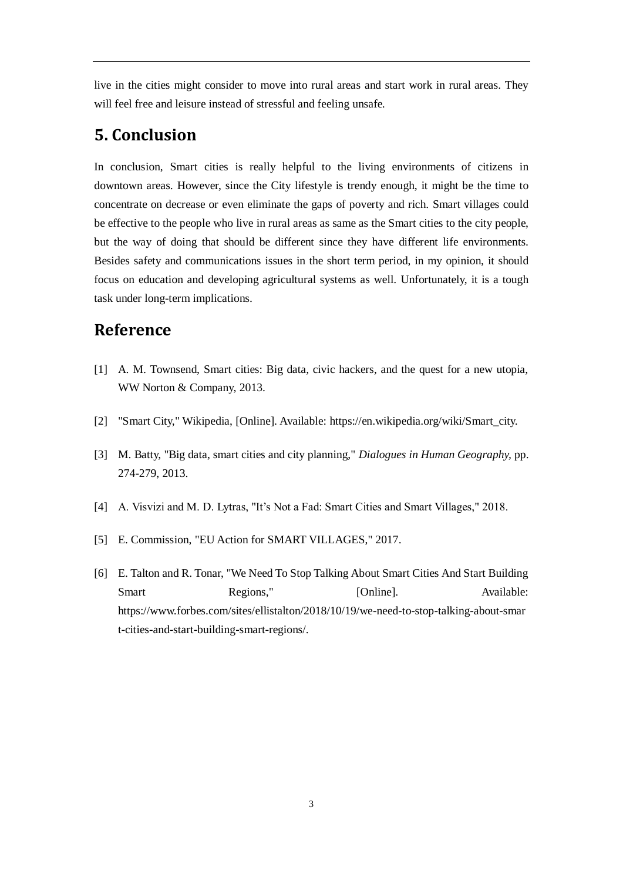live in the cities might consider to move into rural areas and start work in rural areas. They will feel free and leisure instead of stressful and feeling unsafe.

## 5. Conclusion

In conclusion, Smart cities is really helpful to the living environments of citizens in downtown areas. However, since the City lifestyle is trendy enough, it might be the time to concentrate on decrease or even eliminate the gaps of poverty and rich. Smart villages could be effective to the people who live in rural areas as same as the Smart cities to the city people, but the way of doing that should be different since they have different life environments. Besides safety and communications issues in the short term period, in my opinion, it should focus on education and developing agricultural systems as well. Unfortunately, it is a tough task under long-term implications.

## Reference

[1] A. M. Townsend, Smart cities: Big data, civic hackers, and the quest for a new utopia, WW Norton & Company, 2013.

[2] "Smart City," Wikipedia, [Online]. Available: https://en.wikipedia.org/wiki/Smart_city.

[3] M. Batty, "Big data, smart cities and city planning," *Dialogues in Human Geography,* pp. 274-279, 2013.

[4] A. Visvizi and M. D. Lytras, "It's Not a Fad: Smart Cities and Smart Villages," 2018.

[5] E. Commission, "EU Action for SMART VILLAGES," 2017.

[6] E. Talton and R. Tonar, "We Need To Stop Talking About Smart Cities And Start Building Smart Regions," [Online]. Available: https://www.forbes.com/sites/ellistalton/2018/10/19/we-need-to-stop-talking-about-smart-cities-and-start-building-smart-regions/.